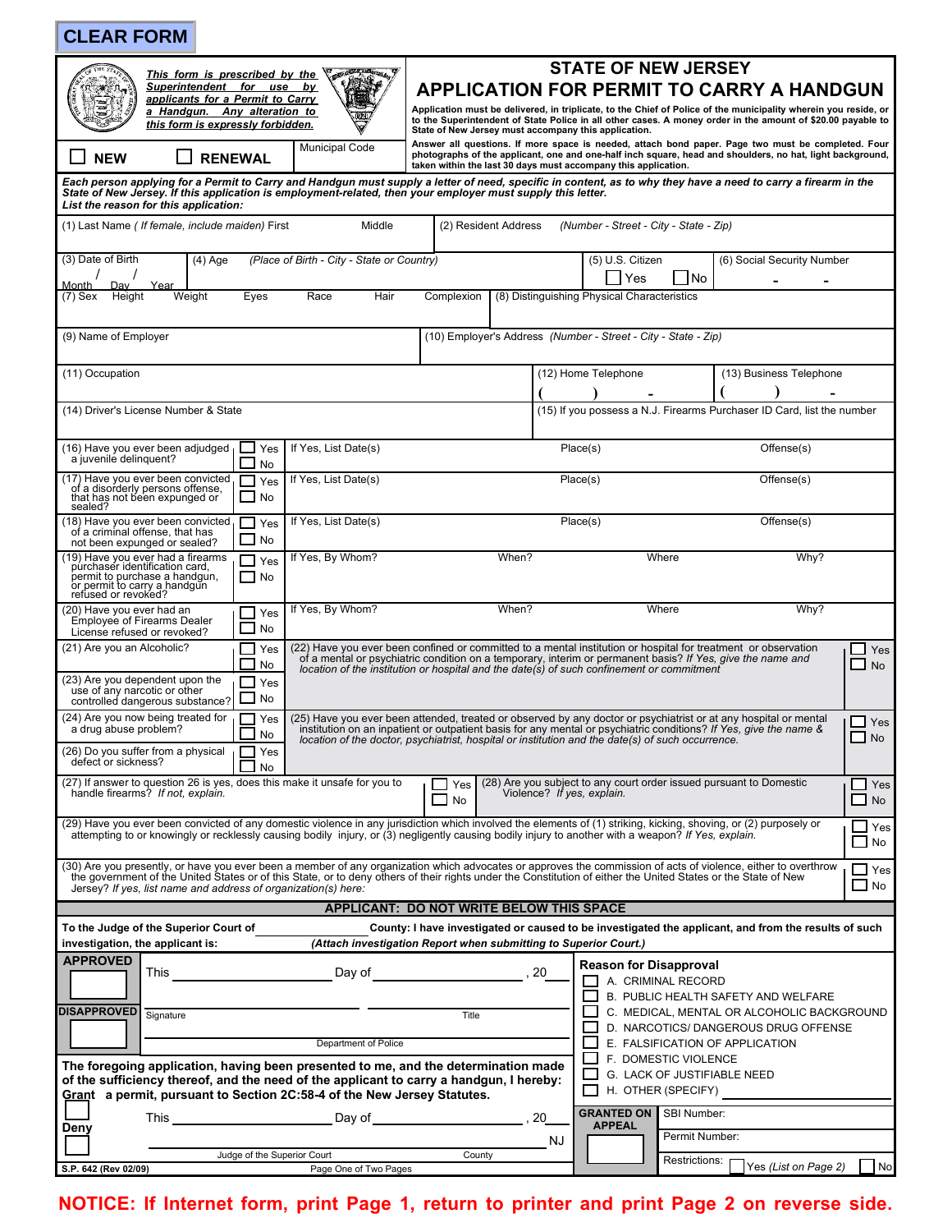CLEAR FORM

*This form is prescribed by the Superintendent for use by applicants for a Permit to Carry a Handgun. Any alteration to this form is expressly forbidden.*

☐ NEW ☐ RENEWAL

Municipal Code

# STATE OF NEW JERSEY
# APPLICATION FOR PERMIT TO CARRY A HANDGUN

**Application must be delivered, in triplicate, to the Chief of Police of the municipality wherein you reside, or to the Superintendent of State Police in all other cases. A money order in the amount of $20.00 payable to State of New Jersey must accompany this application.**

**Answer all questions. If more space is needed, attach bond paper. Page two must be completed. Four photographs of the applicant, one and one-half inch square, head and shoulders, no hat, light background, taken within the last 30 days must accompany this application.**

***Each person applying for a Permit to Carry and Handgun must supply a letter of need, specific in content, as to why they have a need to carry a firearm in the State of New Jersey. If this application is employment-related, then your employer must supply this letter. List the reason for this application:***

(1) Last Name *( If female, include maiden)* First Middle

(2) Resident Address *(Number - Street - City - State - Zip)*

(3) Date of Birth Month / Day / Year

(4) Age *(Place of Birth - City - State or Country)*

(5) U.S. Citizen ☐ Yes ☐ No

(6) Social Security Number - -

(7) Sex Height Weight Eyes Race Hair Complexion

(8) Distinguishing Physical Characteristics

(9) Name of Employer

(10) Employer's Address *(Number - Street - City - State - Zip)*

(11) Occupation

(12) Home Telephone ( ) -

(13) Business Telephone ( ) -

(14) Driver's License Number & State

(15) If you possess a N.J. Firearms Purchaser ID Card, list the number

| Question | | | | | |
|---|---|---|---|---|---|
| (16) Have you ever been adjudged a juvenile delinquent? | ☐ Yes ☐ No | If Yes, List Date(s) | Place(s) | Offense(s) | |
| (17) Have you ever been convicted of a disorderly persons offense, that has not been expunged or sealed? | ☐ Yes ☐ No | If Yes, List Date(s) | Place(s) | Offense(s) | |
| (18) Have you ever been convicted of a criminal offense, that has not been expunged or sealed? | ☐ Yes ☐ No | If Yes, List Date(s) | Place(s) | Offense(s) | |
| (19) Have you ever had a firearms purchaser identification card, permit to purchase a handgun, or permit to carry a handgun refused or revoked? | ☐ Yes ☐ No | If Yes, By Whom? | When? | Where | Why? |
| (20) Have you ever had an Employee of Firearms Dealer License refused or revoked? | ☐ Yes ☐ No | If Yes, By Whom? | When? | Where | Why? |

(21) Are you an Alcoholic? ☐ Yes ☐ No

(22) Have you ever been confined or committed to a mental institution or hospital for treatment or observation of a mental or psychiatric condition on a temporary, interim or permanent basis? *If Yes, give the name and location of the institution or hospital and the date(s) of such confinement or commitment* ☐ Yes ☐ No

(23) Are you dependent upon the use of any narcotic or other controlled dangerous substance? ☐ Yes ☐ No

(24) Are you now being treated for a drug abuse problem? ☐ Yes ☐ No

(25) Have you ever been attended, treated or observed by any doctor or psychiatrist or at any hospital or mental institution on an inpatient or outpatient basis for any mental or psychiatric conditions? *If Yes, give the name & location of the doctor, psychiatrist, hospital or institution and the date(s) of such occurrence.* ☐ Yes ☐ No

(26) Do you suffer from a physical defect or sickness? ☐ Yes ☐ No

(27) If answer to question 26 is yes, does this make it unsafe for you to handle firearms? *If not, explain.* ☐ Yes ☐ No

(28) Are you subject to any court order issued pursuant to Domestic Violence? *If yes, explain.* ☐ Yes ☐ No

(29) Have you ever been convicted of any domestic violence in any jurisdiction which involved the elements of (1) striking, kicking, shoving, or (2) purposely or attempting to or knowingly or recklessly causing bodily injury, or (3) negligently causing bodily injury to another with a weapon? *If Yes, explain.* ☐ Yes ☐ No

(30) Are you presently, or have you ever been a member of any organization which advocates or approves the commission of acts of violence, either to overthrow the government of the United States or of this State, or to deny others of their rights under the Constitution of either the United States or the State of New Jersey? *If yes, list name and address of organization(s) here:* ☐ Yes ☐ No

**APPLICANT: DO NOT WRITE BELOW THIS SPACE**

**To the Judge of the Superior Court of ____________ County: I have investigated or caused to be investigated the applicant, and from the results of such investigation, the applicant is:** ***(Attach investigation Report when submitting to Superior Court.)***

**APPROVED** ☐

**DISAPPROVED** ☐

This ____________ Day of ____________ , 20____

Signature ____________ Title ____________

Department of Police ____________

**Reason for Disapproval**

- ☐ A. CRIMINAL RECORD
- ☐ B. PUBLIC HEALTH SAFETY AND WELFARE
- ☐ C. MEDICAL, MENTAL OR ALCOHOLIC BACKGROUND
- ☐ D. NARCOTICS/ DANGEROUS DRUG OFFENSE
- ☐ E. FALSIFICATION OF APPLICATION
- ☐ F. DOMESTIC VIOLENCE
- ☐ G. LACK OF JUSTIFIABLE NEED
- ☐ H. OTHER (SPECIFY) ____________

**The foregoing application, having been presented to me, and the determination made of the sufficiency thereof, and the need of the applicant to carry a handgun, I hereby: Grant a permit, pursuant to Section 2C:58-4 of the New Jersey Statutes.**

☐ **Grant**

☐ **Deny**

This ____________ Day of ____________ , 20____

____________ Judge of the Superior Court ____________ County NJ

**GRANTED ON APPEAL** ☐

SBI Number:

Permit Number:

Restrictions: ☐ Yes *(List on Page 2)* ☐ No

S.P. 642 (Rev 02/09)

**NOTICE: If Internet form, print Page 1, return to printer and print Page 2 on reverse side.**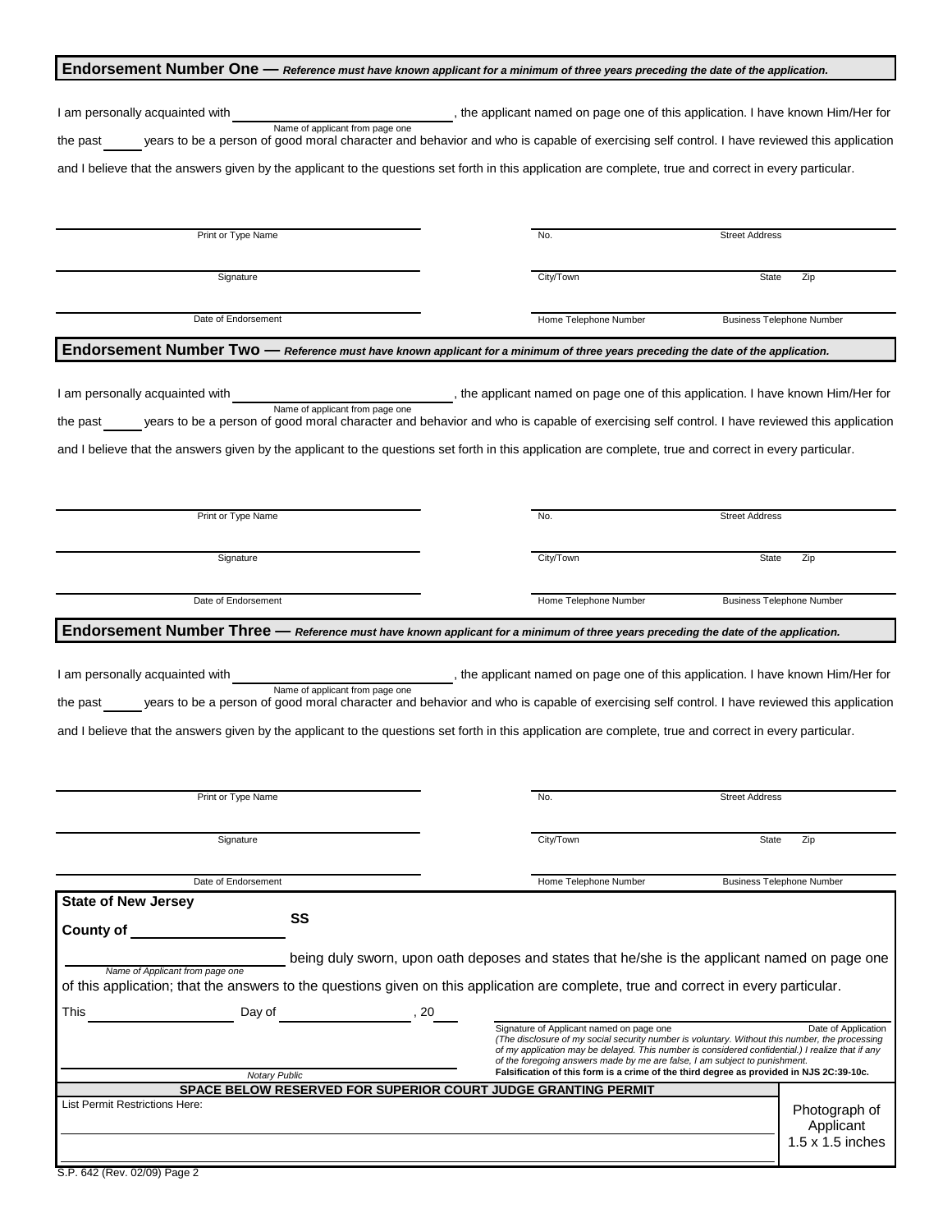## Endorsement Number One — *Reference must have known applicant for a minimum of three years preceding the date of the application.*

I am personally acquainted with ______________________________ (Name of applicant from page one), the applicant named on page one of this application. I have known Him/Her for the past _____ years to be a person of good moral character and behavior and who is capable of exercising self control. I have reviewed this application and I believe that the answers given by the applicant to the questions set forth in this application are complete, true and correct in every particular.

| | |
|---|---|
| Print or Type Name | No. Street Address |
| Signature | City/Town State Zip |
| Date of Endorsement | Home Telephone Number Business Telephone Number |

## Endorsement Number Two — *Reference must have known applicant for a minimum of three years preceding the date of the application.*

I am personally acquainted with ______________________________ (Name of applicant from page one), the applicant named on page one of this application. I have known Him/Her for the past _____ years to be a person of good moral character and behavior and who is capable of exercising self control. I have reviewed this application and I believe that the answers given by the applicant to the questions set forth in this application are complete, true and correct in every particular.

| | |
|---|---|
| Print or Type Name | No. Street Address |
| Signature | City/Town State Zip |
| Date of Endorsement | Home Telephone Number Business Telephone Number |

## Endorsement Number Three — *Reference must have known applicant for a minimum of three years preceding the date of the application.*

I am personally acquainted with ______________________________ (Name of applicant from page one), the applicant named on page one of this application. I have known Him/Her for the past _____ years to be a person of good moral character and behavior and who is capable of exercising self control. I have reviewed this application and I believe that the answers given by the applicant to the questions set forth in this application are complete, true and correct in every particular.

| | |
|---|---|
| Print or Type Name | No. Street Address |
| Signature | City/Town State Zip |
| Date of Endorsement | Home Telephone Number Business Telephone Number |

**State of New Jersey**

**SS**

**County of** ____________________

______________________________ (*Name of Applicant from page one*) being duly sworn, upon oath deposes and states that he/she is the applicant named on page one of this application; that the answers to the questions given on this application are complete, true and correct in every particular.

This ____________ Day of ____________, 20____

______________________________
*Notary Public*

Signature of Applicant named on page one — Date of Application

*(The disclosure of my social security number is voluntary. Without this number, the processing of my application may be delayed. This number is considered confidential.) I realize that if any of the foregoing answers made by me are false, I am subject to punishment.*

**Falsification of this form is a crime of the third degree as provided in NJS 2C:39-10c.**

**SPACE BELOW RESERVED FOR SUPERIOR COURT JUDGE GRANTING PERMIT**

| List Permit Restrictions Here: | Photograph of Applicant 1.5 x 1.5 inches |
|---|---|

S.P. 642 (Rev. 02/09) Page 2